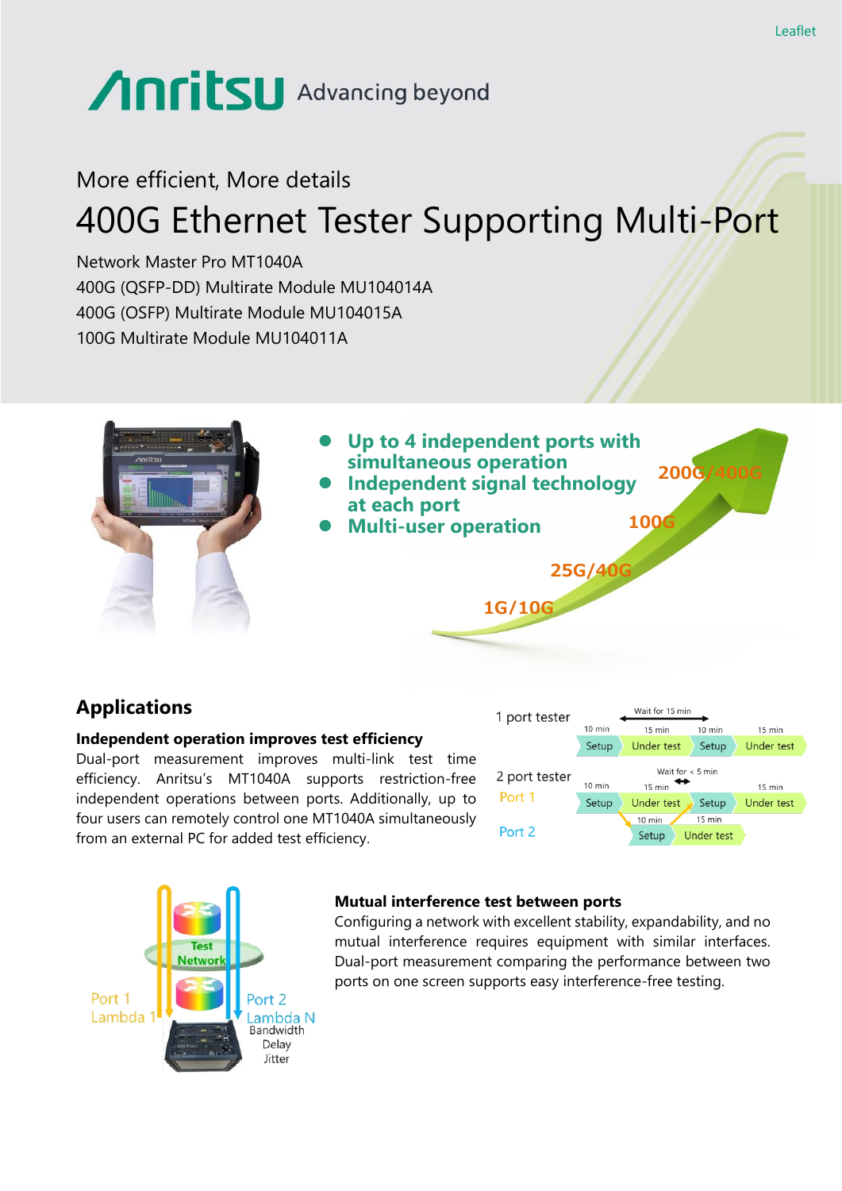Leaflet

Anritsu Advancing beyond

More efficient, More details

# 400G Ethernet Tester Supporting Multi-Port

Network Master Pro MT1040A
400G (QSFP-DD) Multirate Module MU104014A
400G (OSFP) Multirate Module MU104015A
100G Multirate Module MU104011A

- **Up to 4 independent ports with simultaneous operation**
- **Independent signal technology at each port**
- **Multi-user operation**

1G/10G
25G/40G
100G
200G/400G

## Applications

### Independent operation improves test efficiency

Dual-port measurement improves multi-link test time efficiency. Anritsu's MT1040A supports restriction-free independent operations between ports. Additionally, up to four users can remotely control one MT1040A simultaneously from an external PC for added test efficiency.

1 port tester: Wait for 15 min
10 min Setup | 15 min Under test | 10 min Setup | 15 min Under test

2 port tester: Wait for < 5 min
Port 1: 10 min Setup | 15 min Under test | Setup | 15 min Under test
Port 2: 10 min Setup | 15 min Under test

### Mutual interference test between ports

Configuring a network with excellent stability, expandability, and no mutual interference requires equipment with similar interfaces. Dual-port measurement comparing the performance between two ports on one screen supports easy interference-free testing.

Test Network
Port 1 Lambda 1
Port 2 Lambda N
Bandwidth
Delay
Jitter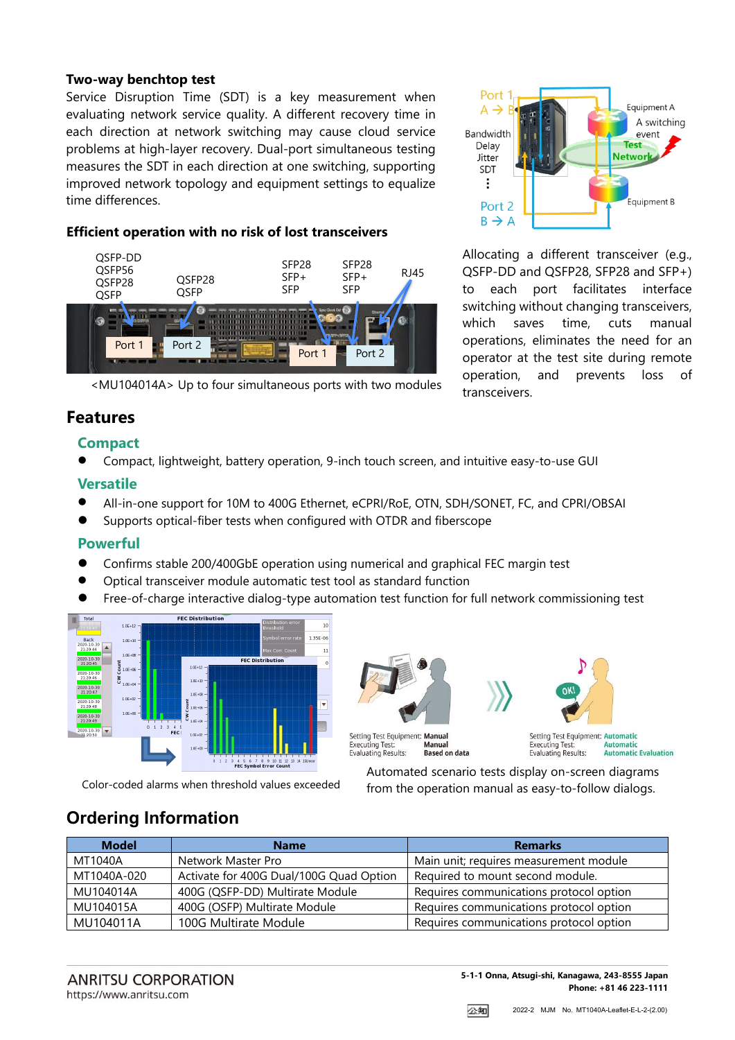### Two-way benchtop test

Service Disruption Time (SDT) is a key measurement when evaluating network service quality. A different recovery time in each direction at network switching may cause cloud service problems at high-layer recovery. Dual-port simultaneous testing measures the SDT in each direction at one switching, supporting improved network topology and equipment settings to equalize time differences.

Port 1
A → B
Bandwidth
Delay
Jitter
SDT
⋮
Port 2
B → A
Equipment A
A switching event
Test Network
Equipment B

### Efficient operation with no risk of lost transceivers

QSFP-DD
QSFP56
QSFP28
QSFP
QSFP28
QSFP
SFP28
SFP+
SFP
SFP28
SFP+
SFP
RJ45
Port 1
Port 2
Port 1
Port 2

<MU104014A> Up to four simultaneous ports with two modules

Allocating a different transceiver (e.g., QSFP-DD and QSFP28, SFP28 and SFP+) to each port facilitates interface switching without changing transceivers, which saves time, cuts manual operations, eliminates the need for an operator at the test site during remote operation, and prevents loss of transceivers.

## Features

### Compact

- Compact, lightweight, battery operation, 9-inch touch screen, and intuitive easy-to-use GUI

### Versatile

- All-in-one support for 10M to 400G Ethernet, eCPRI/RoE, OTN, SDH/SONET, FC, and CPRI/OBSAI
- Supports optical-fiber tests when configured with OTDR and fiberscope

### Powerful

- Confirms stable 200/400GbE operation using numerical and graphical FEC margin test
- Optical transceiver module automatic test tool as standard function
- Free-of-charge interactive dialog-type automation test function for full network commissioning test

FEC Distribution
FEC Symbol Error Count

Color-coded alarms when threshold values exceeded

Setting Test Equipment: Manual
Executing Test: Manual
Evaluating Results: Based on data

Setting Test Equipment: Automatic
Executing Test: Automatic
Evaluating Results: Automatic Evaluation

Automated scenario tests display on-screen diagrams from the operation manual as easy-to-follow dialogs.

## Ordering Information

| Model | Name | Remarks |
|---|---|---|
| MT1040A | Network Master Pro | Main unit; requires measurement module |
| MT1040A-020 | Activate for 400G Dual/100G Quad Option | Required to mount second module. |
| MU104014A | 400G (QSFP-DD) Multirate Module | Requires communications protocol option |
| MU104015A | 400G (OSFP) Multirate Module | Requires communications protocol option |
| MU104011A | 100G Multirate Module | Requires communications protocol option |

ANRITSU CORPORATION
https://www.anritsu.com

5-1-1 Onna, Atsugi-shi, Kanagawa, 243-8555 Japan
Phone: +81 46 223-1111

2022-2 MJM No. MT1040A-Leaflet-E-L-2-(2.00)